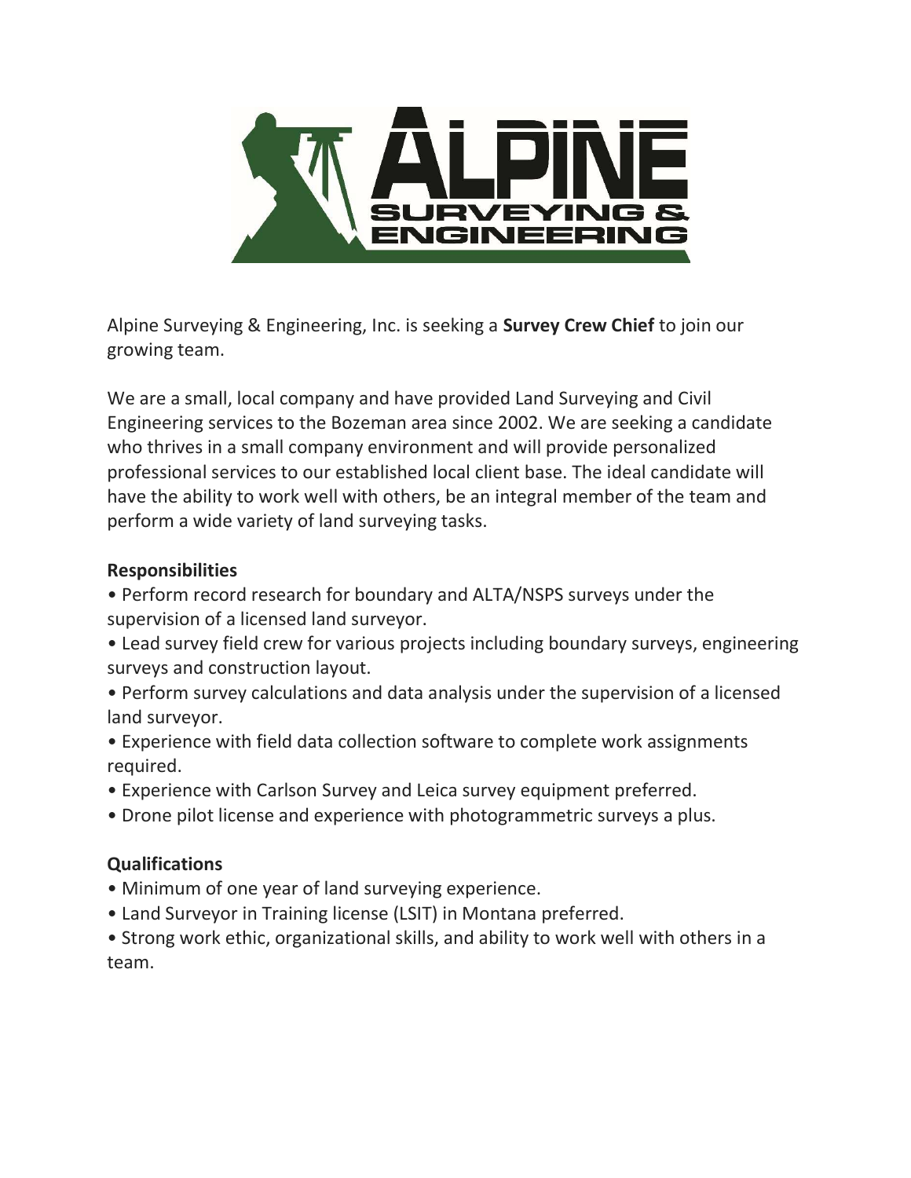Alpine Surveying & Engineering, Inc. is seeking a **Survey Crew Chief** to join our growing team.

We are a small, local company and have provided Land Surveying and Civil Engineering services to the Bozeman area since 2002. We are seeking a candidate who thrives in a small company environment and will provide personalized professional services to our established local client base. The ideal candidate will have the ability to work well with others, be an integral member of the team and perform a wide variety of land surveying tasks.

**Responsibilities**

- Perform record research for boundary and ALTA/NSPS surveys under the supervision of a licensed land surveyor.
- Lead survey field crew for various projects including boundary surveys, engineering surveys and construction layout.
- Perform survey calculations and data analysis under the supervision of a licensed land surveyor.
- Experience with field data collection software to complete work assignments required.
- Experience with Carlson Survey and Leica survey equipment preferred.
- Drone pilot license and experience with photogrammetric surveys a plus.

**Qualifications**

- Minimum of one year of land surveying experience.
- Land Surveyor in Training license (LSIT) in Montana preferred.
- Strong work ethic, organizational skills, and ability to work well with others in a team.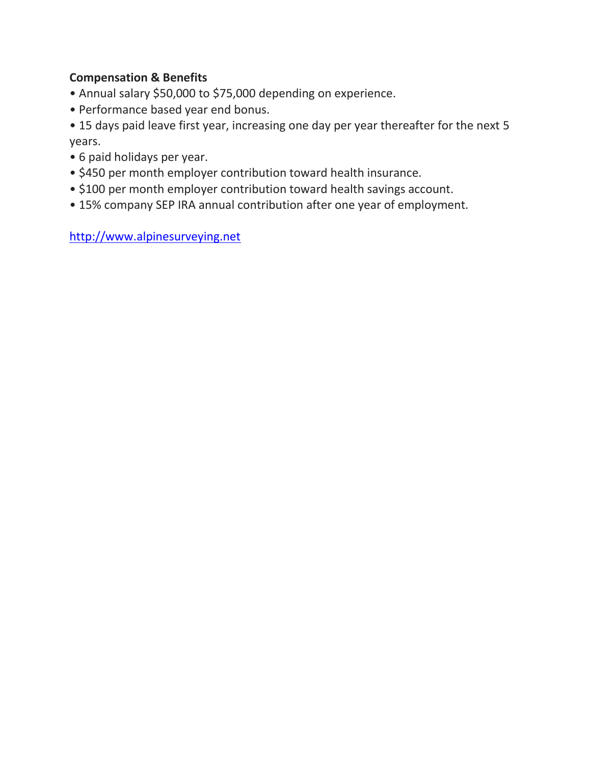**Compensation & Benefits**

- Annual salary $50,000 to $75,000 depending on experience.
- Performance based year end bonus.
- 15 days paid leave first year, increasing one day per year thereafter for the next 5 years.
- 6 paid holidays per year.
- $450 per month employer contribution toward health insurance.
- $100 per month employer contribution toward health savings account.
- 15% company SEP IRA annual contribution after one year of employment.

[http://www.alpinesurveying.net](http://www.alpinesurveying.net)